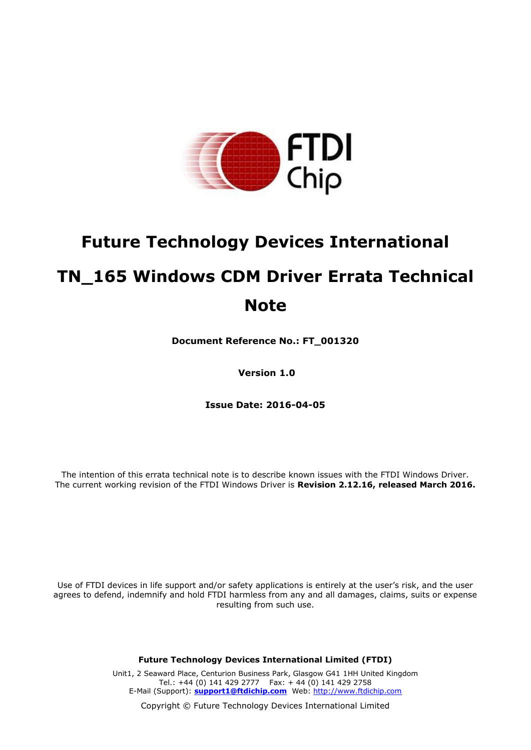# Future Technology Devices International

# TN_165 Windows CDM Driver Errata Technical Note

**Document Reference No.: FT_001320**

**Version 1.0**

**Issue Date: 2016-04-05**

The intention of this errata technical note is to describe known issues with the FTDI Windows Driver. The current working revision of the FTDI Windows Driver is **Revision 2.12.16, released March 2016.**

Use of FTDI devices in life support and/or safety applications is entirely at the user's risk, and the user agrees to defend, indemnify and hold FTDI harmless from any and all damages, claims, suits or expense resulting from such use.

**Future Technology Devices International Limited (FTDI)**

Unit1, 2 Seaward Place, Centurion Business Park, Glasgow G41 1HH United Kingdom
Tel.: +44 (0) 141 429 2777 Fax: + 44 (0) 141 429 2758
E-Mail (Support): **support1@ftdichip.com** Web: http://www.ftdichip.com

Copyright © Future Technology Devices International Limited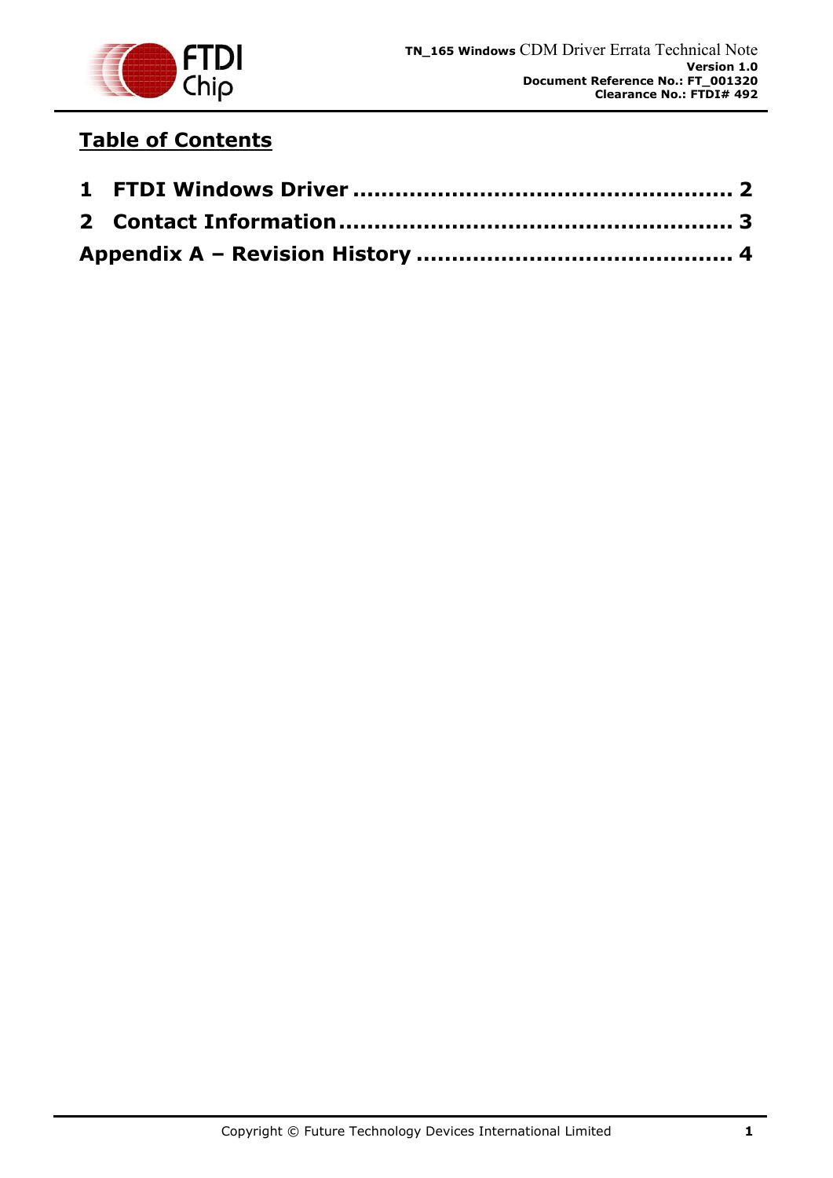# Table of Contents

1 FTDI Windows Driver .................................................... 2

2 Contact Information ...................................................... 3

Appendix A – Revision History ........................................... 4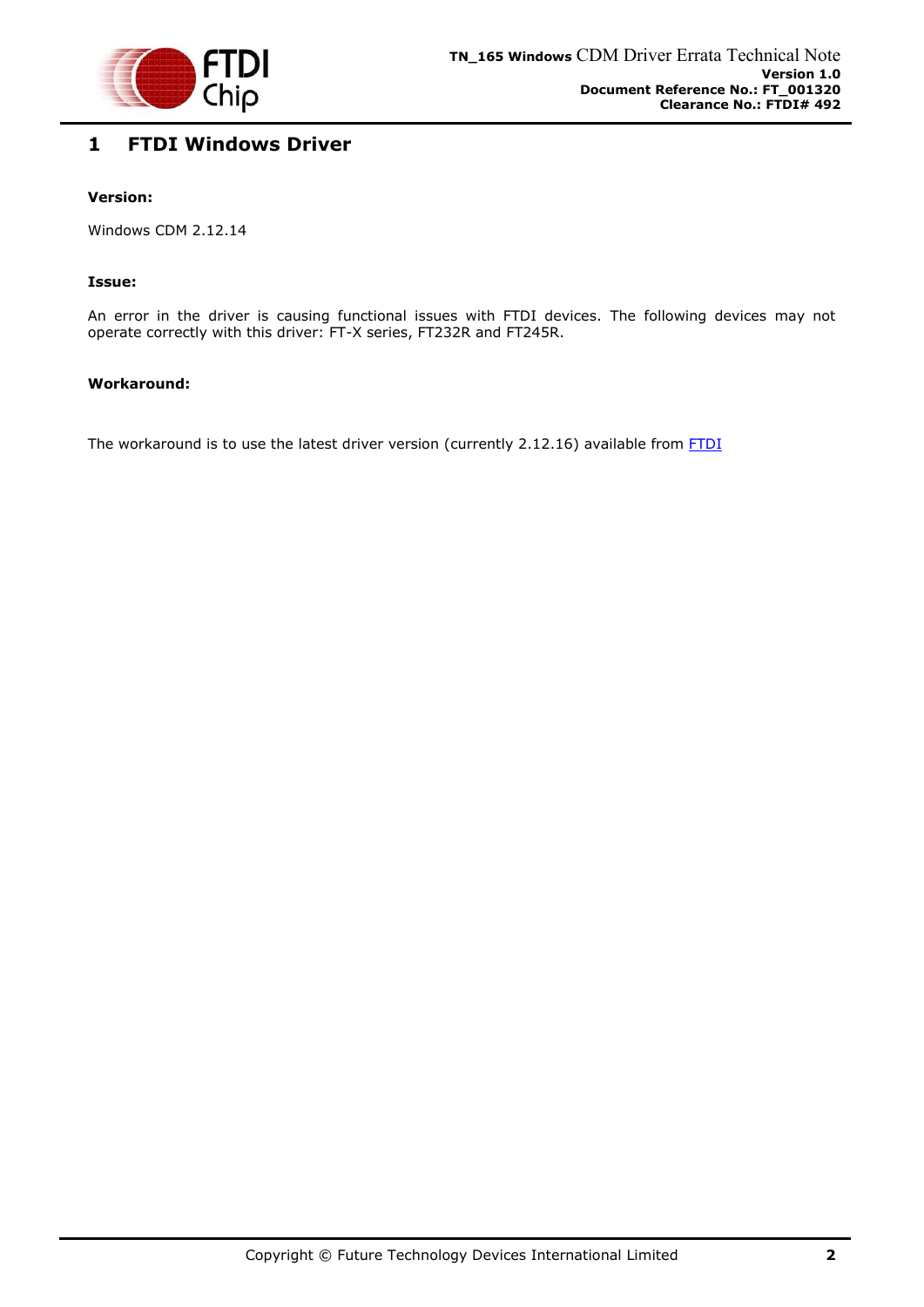# 1 FTDI Windows Driver

**Version:**

Windows CDM 2.12.14

**Issue:**

An error in the driver is causing functional issues with FTDI devices. The following devices may not operate correctly with this driver: FT-X series, FT232R and FT245R.

**Workaround:**

The workaround is to use the latest driver version (currently 2.12.16) available from FTDI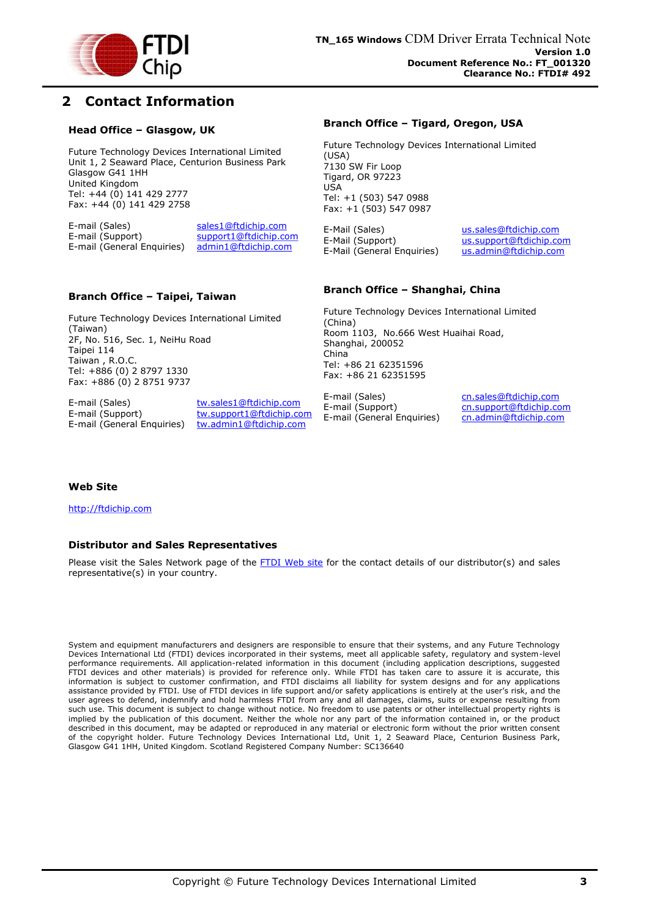# 2 Contact Information

### Head Office – Glasgow, UK

Future Technology Devices International Limited
Unit 1, 2 Seaward Place, Centurion Business Park
Glasgow G41 1HH
United Kingdom
Tel: +44 (0) 141 429 2777
Fax: +44 (0) 141 429 2758

E-mail (Sales) sales1@ftdichip.com
E-mail (Support) support1@ftdichip.com
E-mail (General Enquiries) admin1@ftdichip.com

### Branch Office – Tigard, Oregon, USA

Future Technology Devices International Limited (USA)
7130 SW Fir Loop
Tigard, OR 97223
USA
Tel: +1 (503) 547 0988
Fax: +1 (503) 547 0987

E-Mail (Sales) us.sales@ftdichip.com
E-Mail (Support) us.support@ftdichip.com
E-Mail (General Enquiries) us.admin@ftdichip.com

### Branch Office – Taipei, Taiwan

Future Technology Devices International Limited (Taiwan)
2F, No. 516, Sec. 1, NeiHu Road
Taipei 114
Taiwan , R.O.C.
Tel: +886 (0) 2 8797 1330
Fax: +886 (0) 2 8751 9737

E-mail (Sales) tw.sales1@ftdichip.com
E-mail (Support) tw.support1@ftdichip.com
E-mail (General Enquiries) tw.admin1@ftdichip.com

### Branch Office – Shanghai, China

Future Technology Devices International Limited (China)
Room 1103, No.666 West Huaihai Road,
Shanghai, 200052
China
Tel: +86 21 62351596
Fax: +86 21 62351595

E-mail (Sales) cn.sales@ftdichip.com
E-mail (Support) cn.support@ftdichip.com
E-mail (General Enquiries) cn.admin@ftdichip.com

### Web Site

http://ftdichip.com

### Distributor and Sales Representatives

Please visit the Sales Network page of the FTDI Web site for the contact details of our distributor(s) and sales representative(s) in your country.

System and equipment manufacturers and designers are responsible to ensure that their systems, and any Future Technology Devices International Ltd (FTDI) devices incorporated in their systems, meet all applicable safety, regulatory and system-level performance requirements. All application-related information in this document (including application descriptions, suggested FTDI devices and other materials) is provided for reference only. While FTDI has taken care to assure it is accurate, this information is subject to customer confirmation, and FTDI disclaims all liability for system designs and for any applications assistance provided by FTDI. Use of FTDI devices in life support and/or safety applications is entirely at the user's risk, and the user agrees to defend, indemnify and hold harmless FTDI from any and all damages, claims, suits or expense resulting from such use. This document is subject to change without notice. No freedom to use patents or other intellectual property rights is implied by the publication of this document. Neither the whole nor any part of the information contained in, or the product described in this document, may be adapted or reproduced in any material or electronic form without the prior written consent of the copyright holder. Future Technology Devices International Ltd, Unit 1, 2 Seaward Place, Centurion Business Park, Glasgow G41 1HH, United Kingdom. Scotland Registered Company Number: SC136640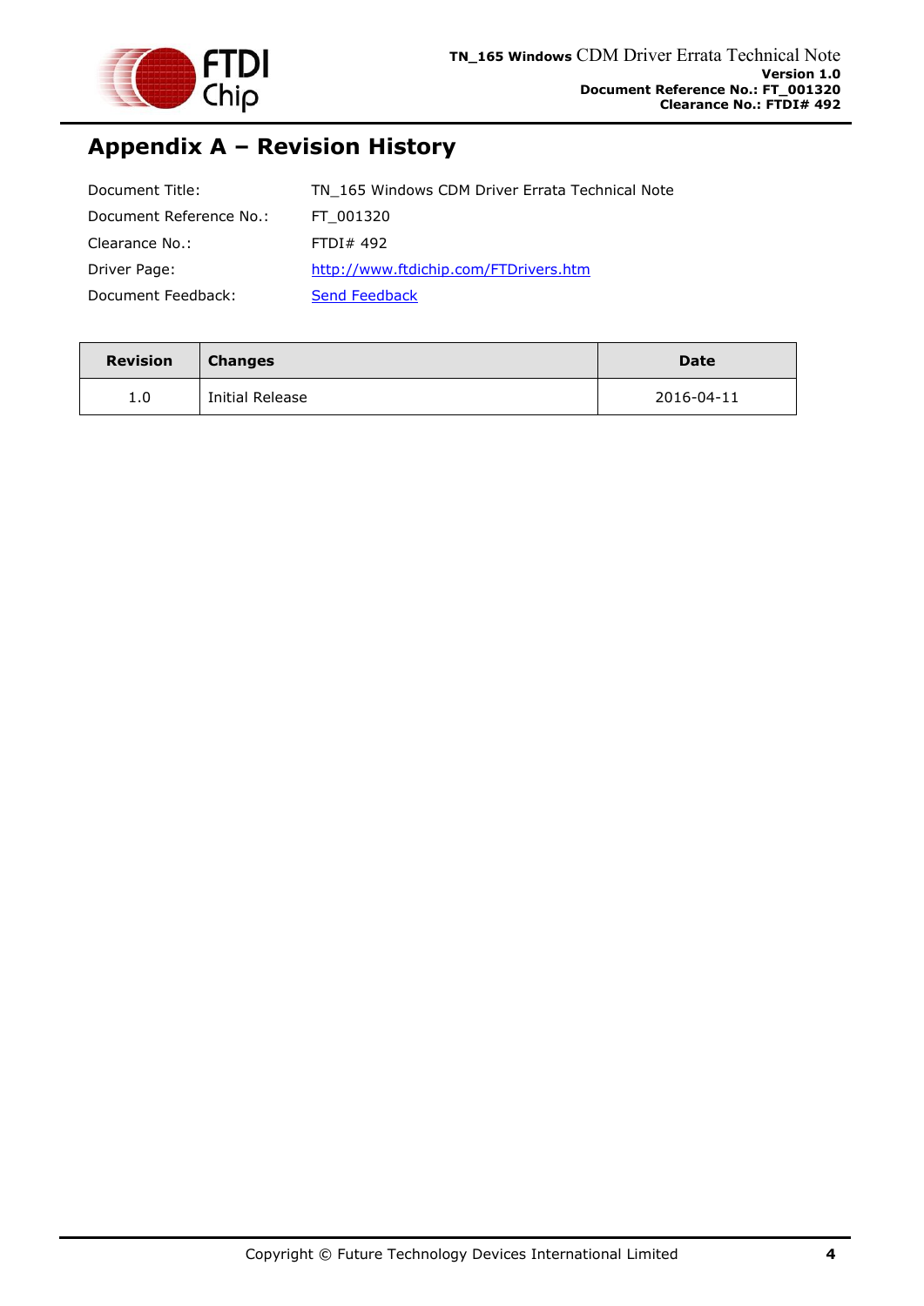# Appendix A – Revision History

Document Title: TN_165 Windows CDM Driver Errata Technical Note

Document Reference No.: FT_001320

Clearance No.: FTDI# 492

Driver Page: [http://www.ftdichip.com/FTDrivers.htm](http://www.ftdichip.com/FTDrivers.htm)

Document Feedback: Send Feedback

| Revision | Changes | Date |
|---|---|---|
| 1.0 | Initial Release | 2016-04-11 |